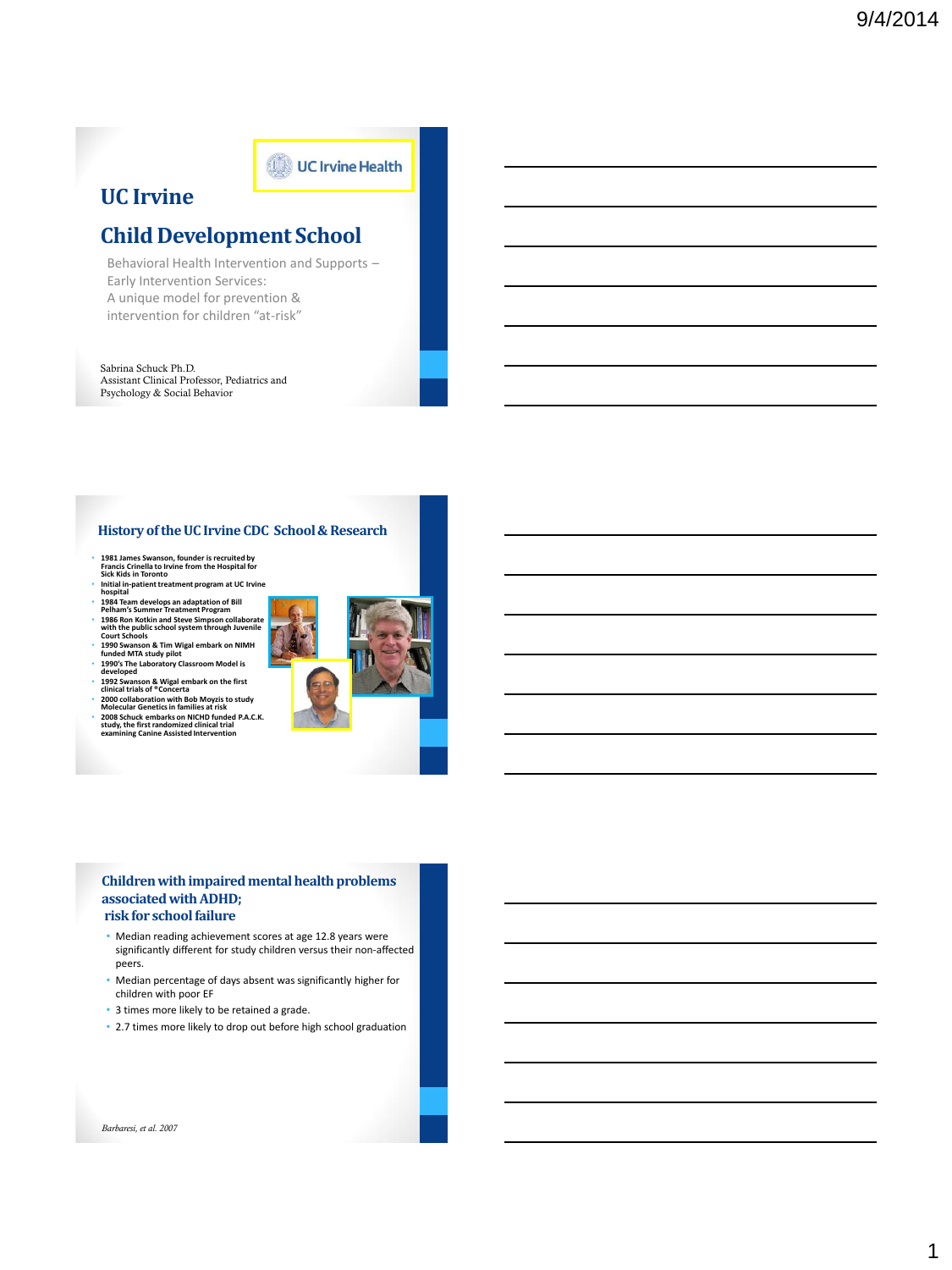# UC Irvine

UC Irvine Health

## Child Development School

Behavioral Health Intervention and Supports – Early Intervention Services:
A unique model for prevention & intervention for children "at-risk"

Sabrina Schuck Ph.D.
Assistant Clinical Professor, Pediatrics and Psychology & Social Behavior

## History of the UC Irvine CDC School & Research

- 1981 James Swanson, founder is recruited by Francis Crinella to Irvine from the Hospital for Sick Kids in Toronto
- Initial in-patient treatment program at UC Irvine hospital
- 1984 Team develops an adaptation of Bill Pelham's Summer Treatment Program
- 1986 Ron Kotkin and Steve Simpson collaborate with the public school system through Juvenile Court Schools
- 1990 Swanson & Tim Wigal embark on NIMH funded MTA study pilot
- 1990's The Laboratory Classroom Model is developed
- 1992 Swanson & Wigal embark on the first clinical trials of ®Concerta
- 2000 collaboration with Bob Moyzis to study Molecular Genetics in families at risk
- 2008 Schuck embarks on NICHD funded P.A.C.K. study, the first randomized clinical trial examining Canine Assisted Intervention

## Children with impaired mental health problems associated with ADHD; risk for school failure

- Median reading achievement scores at age 12.8 years were significantly different for study children versus their non-affected peers.
- Median percentage of days absent was significantly higher for children with poor EF
- 3 times more likely to be retained a grade.
- 2.7 times more likely to drop out before high school graduation

*Barbaresi, et al. 2007*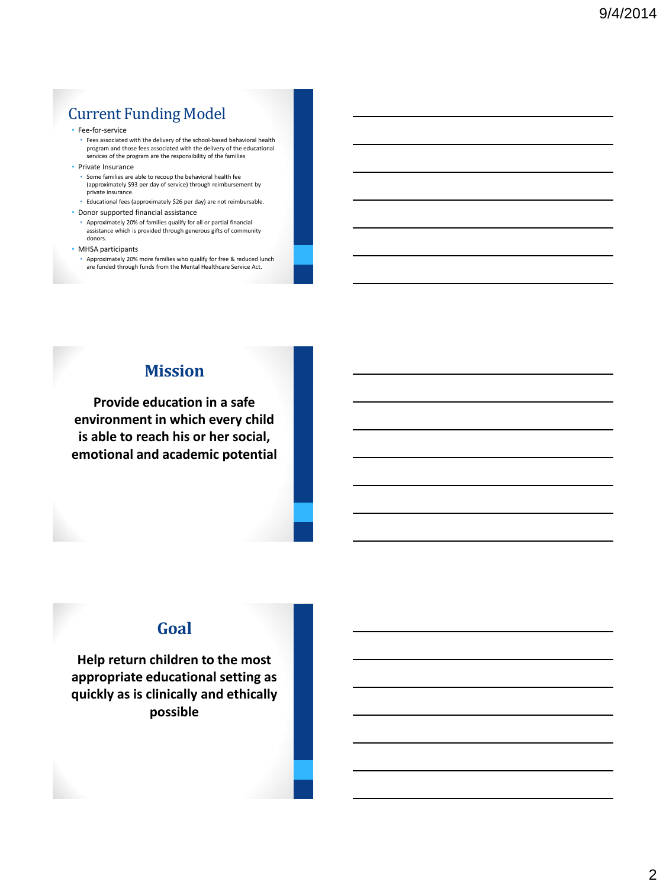## Current Funding Model

- Fee-for-service
  - Fees associated with the delivery of the school-based behavioral health program and those fees associated with the delivery of the educational services of the program are the responsibility of the families
- Private Insurance
  - Some families are able to recoup the behavioral health fee (approximately $93 per day of service) through reimbursement by private insurance.
  - Educational fees (approximately $26 per day) are not reimbursable.
- Donor supported financial assistance
  - Approximately 20% of families qualify for all or partial financial assistance which is provided through generous gifts of community donors.
- MHSA participants
  - Approximately 20% more families who qualify for free & reduced lunch are funded through funds from the Mental Healthcare Service Act.

## Mission

**Provide education in a safe environment in which every child is able to reach his or her social, emotional and academic potential**

## Goal

**Help return children to the most appropriate educational setting as quickly as is clinically and ethically possible**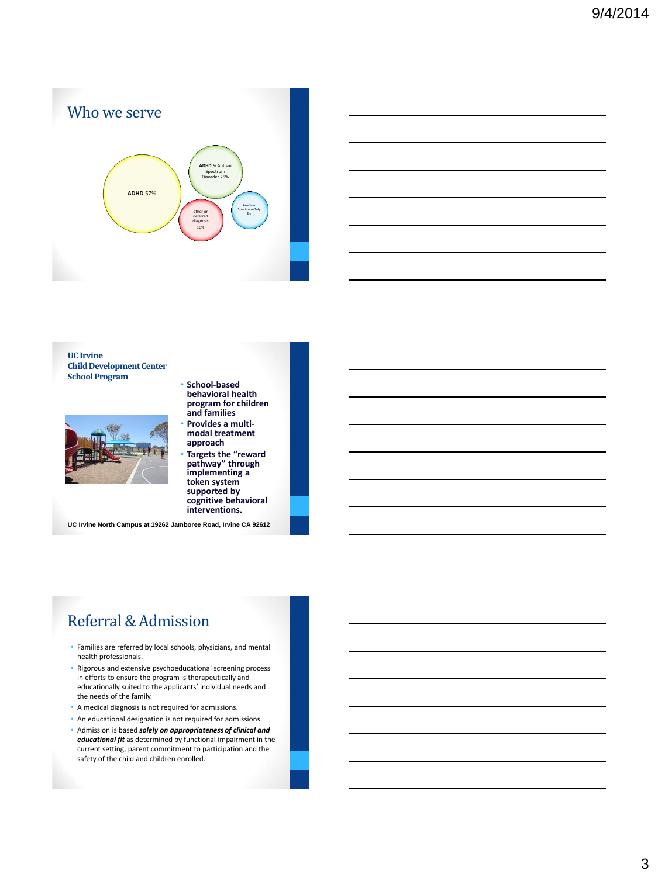## Who we serve

ADHD 57%

ADHD & Autism Spectrum Disorder 25%

other or deferred diagnosis 10%

Autism Spectrum Only 8%

## UC Irvine Child Development Center School Program

- **School-based behavioral health program for children and families**
- **Provides a multi-modal treatment approach**
- **Targets the "reward pathway" through implementing a token system supported by cognitive behavioral interventions.**

**UC Irvine North Campus at 19262 Jamboree Road, Irvine CA 92612**

## Referral & Admission

- Families are referred by local schools, physicians, and mental health professionals.
- Rigorous and extensive psychoeducational screening process in efforts to ensure the program is therapeutically and educationally suited to the applicants' individual needs and the needs of the family.
- A medical diagnosis is not required for admissions.
- An educational designation is not required for admissions.
- Admission is based ***solely on appropriateness of clinical and educational fit*** as determined by functional impairment in the current setting, parent commitment to participation and the safety of the child and children enrolled.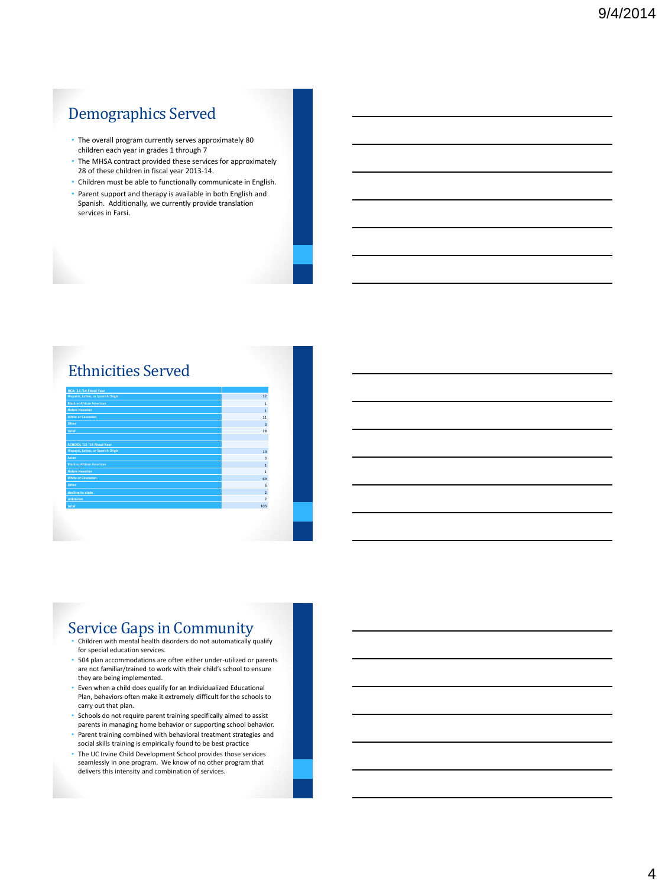## Demographics Served

- The overall program currently serves approximately 80 children each year in grades 1 through 7
- The MHSA contract provided these services for approximately 28 of these children in fiscal year 2013-14.
- Children must be able to functionally communicate in English.
- Parent support and therapy is available in both English and Spanish. Additionally, we currently provide translation services in Farsi.

## Ethnicities Served

| HCA '13-'14 Fiscal Year | |
|---|---|
| Hispanic, Latino, or Spanish Origin | 12 |
| Black or African American | 1 |
| Native Hawaiian | 1 |
| White or Caucasian | 11 |
| Other | 3 |
| total | 28 |
| | |
| SCHOOL '13-'14 Fiscal Year | |
| Hispanic, Latino, or Spanish Origin | 19 |
| Asian | 3 |
| Black or African American | 1 |
| Native Hawaiian | 1 |
| White or Caucasian | 69 |
| Other | 6 |
| decline to state | 2 |
| unknown | 2 |
| total | 103 |

## Service Gaps in Community

- Children with mental health disorders do not automatically qualify for special education services.
- 504 plan accommodations are often either under-utilized or parents are not familiar/trained to work with their child's school to ensure they are being implemented.
- Even when a child does qualify for an Individualized Educational Plan, behaviors often make it extremely difficult for the schools to carry out that plan.
- Schools do not require parent training specifically aimed to assist parents in managing home behavior or supporting school behavior.
- Parent training combined with behavioral treatment strategies and social skills training is empirically found to be best practice
- The UC Irvine Child Development School provides those services seamlessly in one program. We know of no other program that delivers this intensity and combination of services.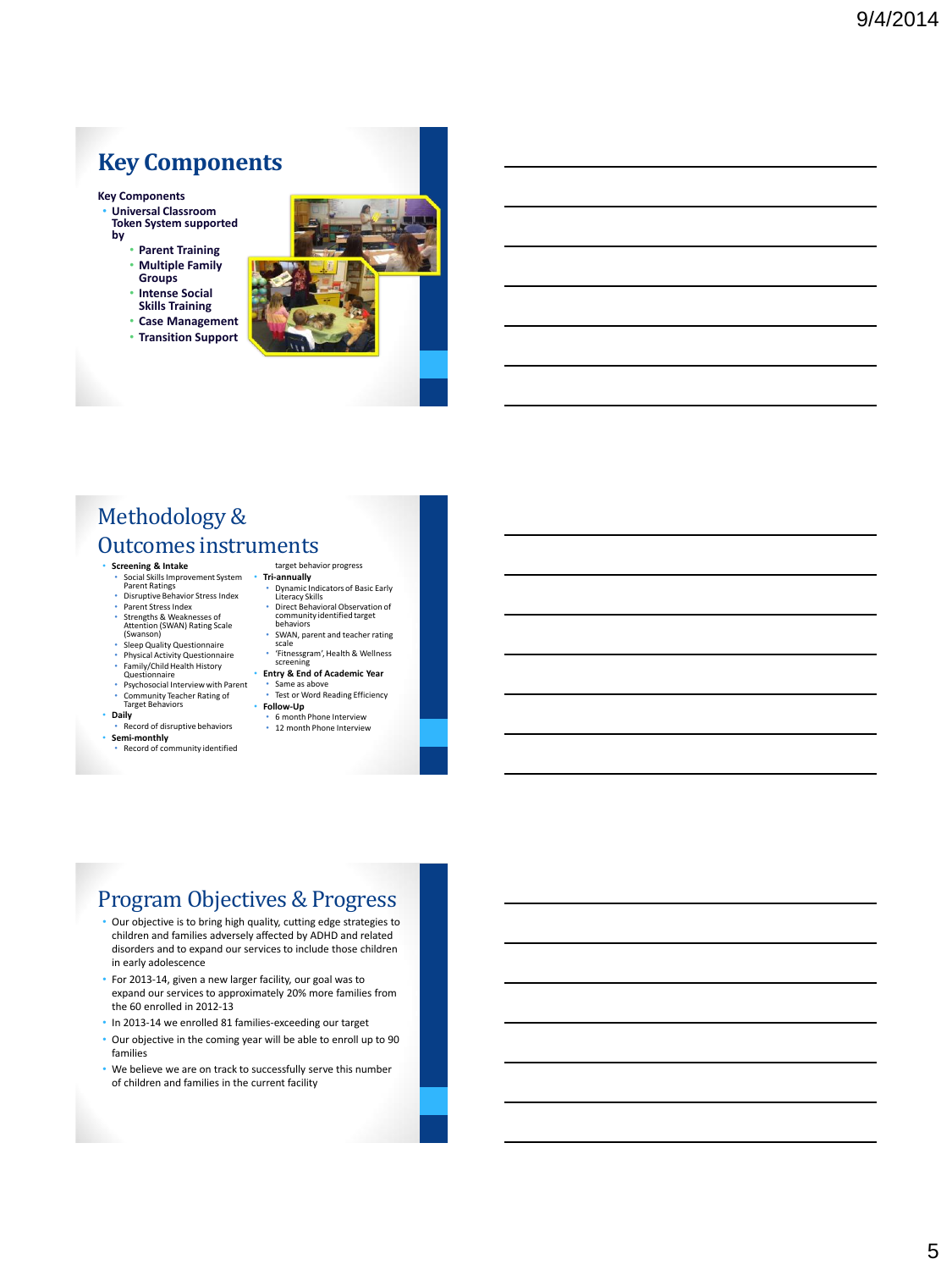## Key Components

**Key Components**

- **Universal Classroom Token System supported by**
  - **Parent Training**
  - **Multiple Family Groups**
  - **Intense Social Skills Training**
  - **Case Management**
  - **Transition Support**

## Methodology & Outcomes instruments

- **Screening & Intake**
  - Social Skills Improvement System Parent Ratings
  - Disruptive Behavior Stress Index
  - Parent Stress Index
  - Strengths & Weaknesses of Attention (SWAN) Rating Scale (Swanson)
  - Sleep Quality Questionnaire
  - Physical Activity Questionnaire
  - Family/Child Health History Questionnaire
  - Psychosocial Interview with Parent
  - Community Teacher Rating of Target Behaviors
- **Daily**
  - Record of disruptive behaviors
- **Semi-monthly**
  - Record of community identified target behavior progress
- **Tri-annually**
  - Dynamic Indicators of Basic Early Literacy Skills
  - Direct Behavioral Observation of community identified target behaviors
  - SWAN, parent and teacher rating scale
  - 'Fitnessgram', Health & Wellness screening
- **Entry & End of Academic Year**
  - Same as above
  - Test or Word Reading Efficiency
- **Follow-Up**
  - 6 month Phone Interview
  - 12 month Phone Interview

## Program Objectives & Progress

- Our objective is to bring high quality, cutting edge strategies to children and families adversely affected by ADHD and related disorders and to expand our services to include those children in early adolescence
- For 2013-14, given a new larger facility, our goal was to expand our services to approximately 20% more families from the 60 enrolled in 2012-13
- In 2013-14 we enrolled 81 families-exceeding our target
- Our objective in the coming year will be able to enroll up to 90 families
- We believe we are on track to successfully serve this number of children and families in the current facility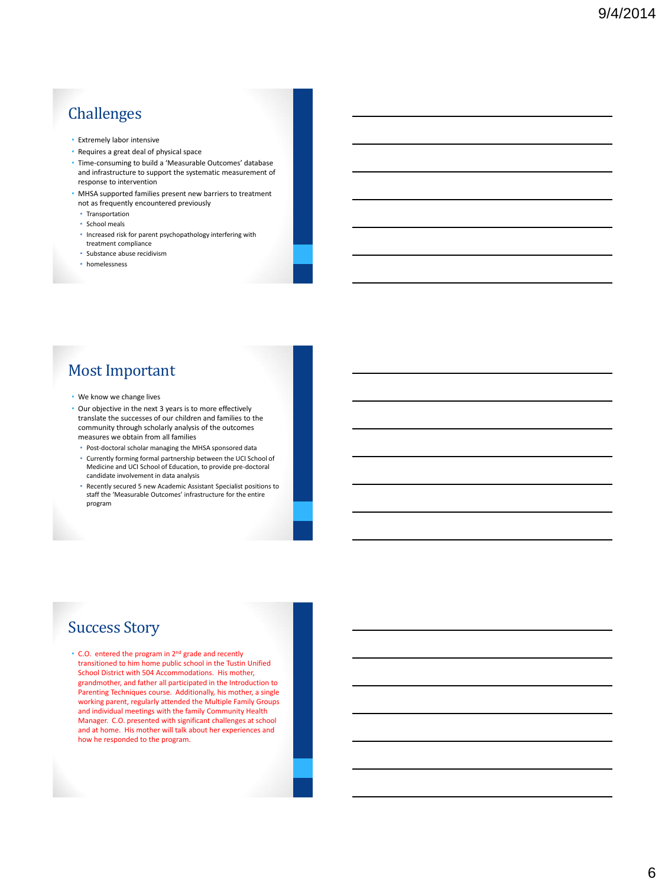## Challenges

- Extremely labor intensive
- Requires a great deal of physical space
- Time-consuming to build a 'Measurable Outcomes' database and infrastructure to support the systematic measurement of response to intervention
- MHSA supported families present new barriers to treatment not as frequently encountered previously
  - Transportation
  - School meals
  - Increased risk for parent psychopathology interfering with treatment compliance
  - Substance abuse recidivism
  - homelessness

## Most Important

- We know we change lives
- Our objective in the next 3 years is to more effectively translate the successes of our children and families to the community through scholarly analysis of the outcomes measures we obtain from all families
  - Post-doctoral scholar managing the MHSA sponsored data
  - Currently forming formal partnership between the UCI School of Medicine and UCI School of Education, to provide pre-doctoral candidate involvement in data analysis
  - Recently secured 5 new Academic Assistant Specialist positions to staff the 'Measurable Outcomes' infrastructure for the entire program

## Success Story

- C.O. entered the program in 2nd grade and recently transitioned to him home public school in the Tustin Unified School District with 504 Accommodations. His mother, grandmother, and father all participated in the Introduction to Parenting Techniques course. Additionally, his mother, a single working parent, regularly attended the Multiple Family Groups and individual meetings with the family Community Health Manager. C.O. presented with significant challenges at school and at home. His mother will talk about her experiences and how he responded to the program.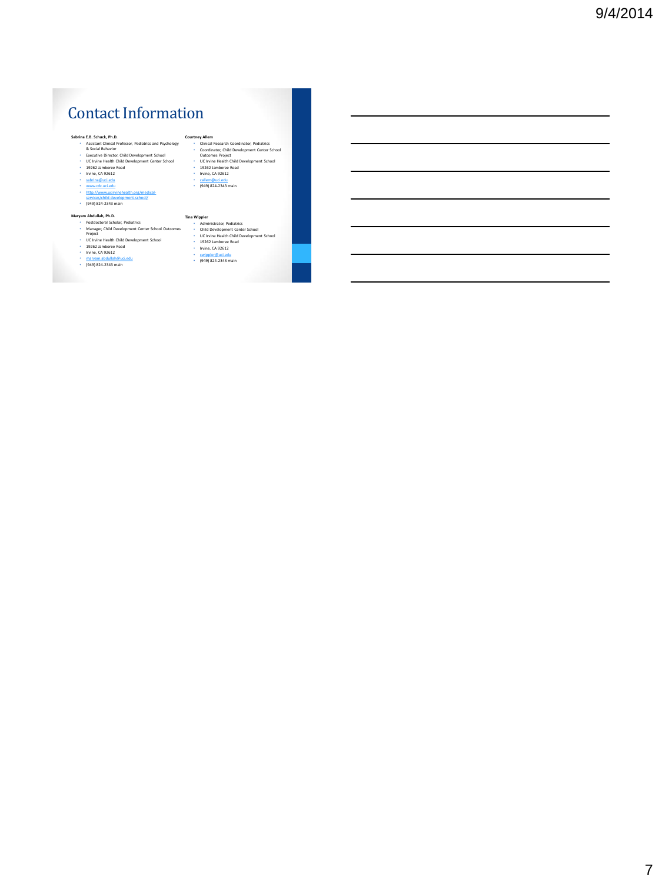# Contact Information

**Sabrina E.B. Schuck, Ph.D.**

- Assistant Clinical Professor, Pediatrics and Psychology & Social Behavior
- Executive Director, Child Development School
- UC Irvine Health Child Development Center School
- 19262 Jamboree Road
- Irvine, CA 92612
- sabrina@uci.edu
- www.cdc.uci.edu
- http://www.ucirvinehealth.org/medical-services/child-development-school/
- (949) 824-2343 main

**Maryam Abdullah, Ph.D.**

- Postdoctoral Scholar, Pediatrics
- Manager, Child Development Center School Outcomes Project
- UC Irvine Health Child Development School
- 19262 Jamboree Road
- Irvine, CA 92612
- maryam.abdullah@uci.edu
- (949) 824-2343 main

**Courtney Allem**

- Clinical Research Coordinator, Pediatrics
- Coordinator, Child Development Center School Outcomes Project
- UC Irvine Health Child Development School
- 19262 Jamboree Road
- Irvine, CA 92612
- callem@uci.edu
- (949) 824-2343 main

**Tina Wippler**

- Administrator, Pediatrics
- Child Development Center School
- UC Irvine Health Child Development School
- 19262 Jamboree Road
- Irvine, CA 92612
- cwippler@uci.edu
- (949) 824-2343 main